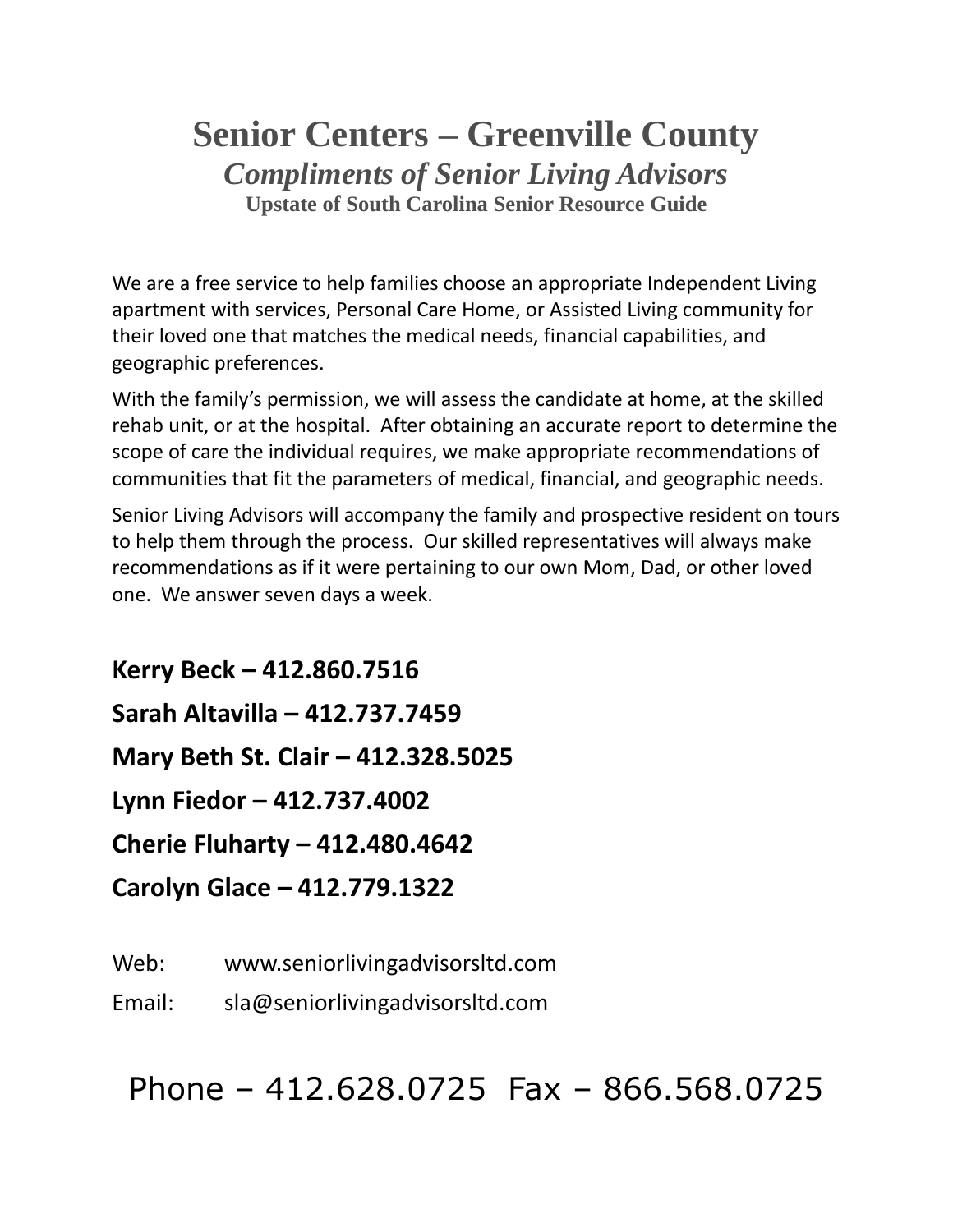# Senior Centers – Greenville County

## *Compliments of Senior Living Advisors*

### Upstate of South Carolina Senior Resource Guide

We are a free service to help families choose an appropriate Independent Living apartment with services, Personal Care Home, or Assisted Living community for their loved one that matches the medical needs, financial capabilities, and geographic preferences.

With the family's permission, we will assess the candidate at home, at the skilled rehab unit, or at the hospital. After obtaining an accurate report to determine the scope of care the individual requires, we make appropriate recommendations of communities that fit the parameters of medical, financial, and geographic needs.

Senior Living Advisors will accompany the family and prospective resident on tours to help them through the process. Our skilled representatives will always make recommendations as if it were pertaining to our own Mom, Dad, or other loved one. We answer seven days a week.

**Kerry Beck – 412.860.7516**

**Sarah Altavilla – 412.737.7459**

**Mary Beth St. Clair – 412.328.5025**

**Lynn Fiedor – 412.737.4002**

**Cherie Fluharty – 412.480.4642**

**Carolyn Glace – 412.779.1322**

Web: www.seniorlivingadvisorsltd.com

Email: sla@seniorlivingadvisorsltd.com

Phone – 412.628.0725 Fax – 866.568.0725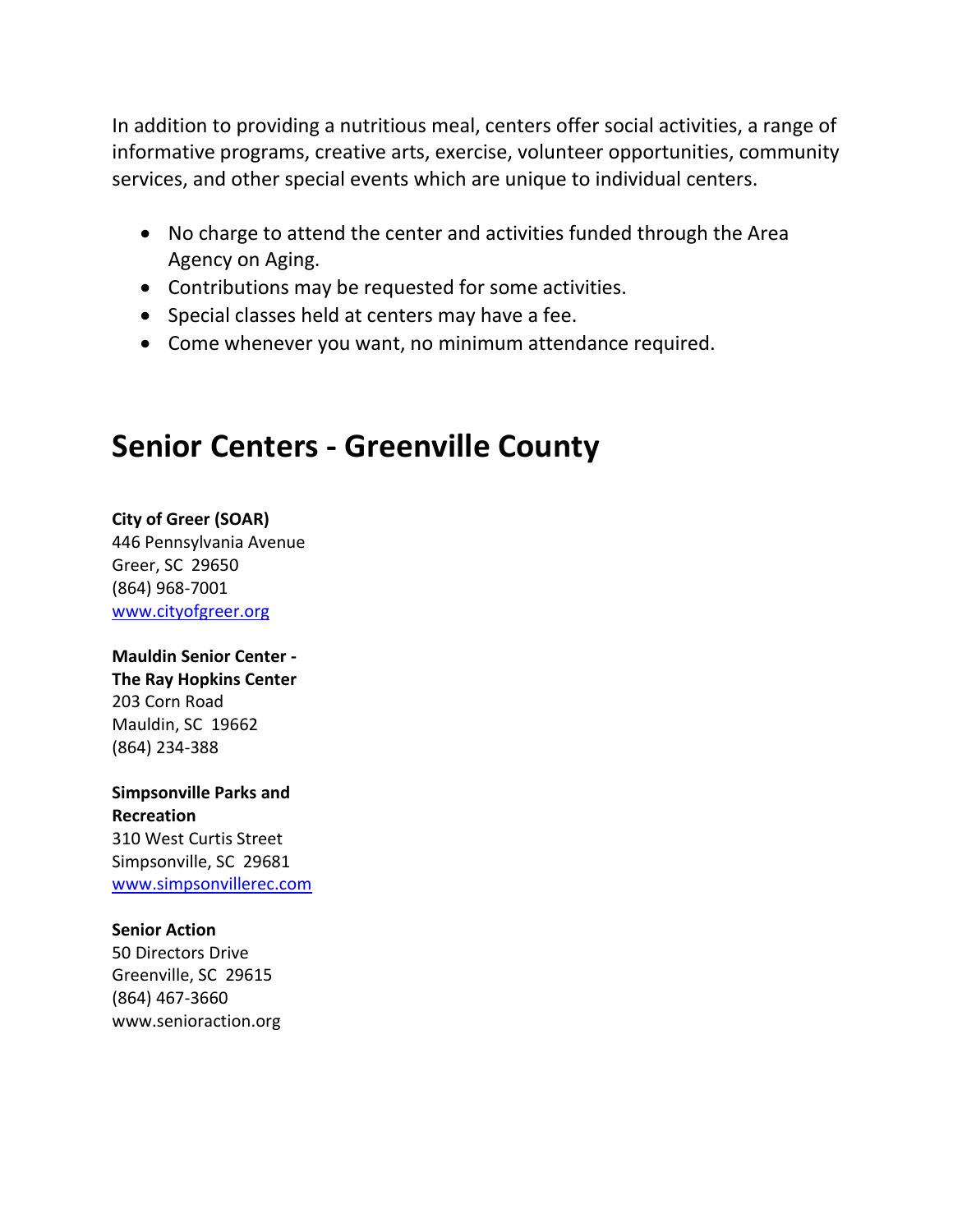In addition to providing a nutritious meal, centers offer social activities, a range of informative programs, creative arts, exercise, volunteer opportunities, community services, and other special events which are unique to individual centers.

- No charge to attend the center and activities funded through the Area Agency on Aging.
- Contributions may be requested for some activities.
- Special classes held at centers may have a fee.
- Come whenever you want, no minimum attendance required.

# Senior Centers - Greenville County

**City of Greer (SOAR)**
446 Pennsylvania Avenue
Greer, SC  29650
(864) 968-7001
[www.cityofgreer.org](www.cityofgreer.org)

**Mauldin Senior Center -**
**The Ray Hopkins Center**
203 Corn Road
Mauldin, SC  19662
(864) 234-388

**Simpsonville Parks and**
**Recreation**
310 West Curtis Street
Simpsonville, SC  29681
[www.simpsonvillerec.com](www.simpsonvillerec.com)

**Senior Action**
50 Directors Drive
Greenville, SC  29615
(864) 467-3660
www.senioraction.org